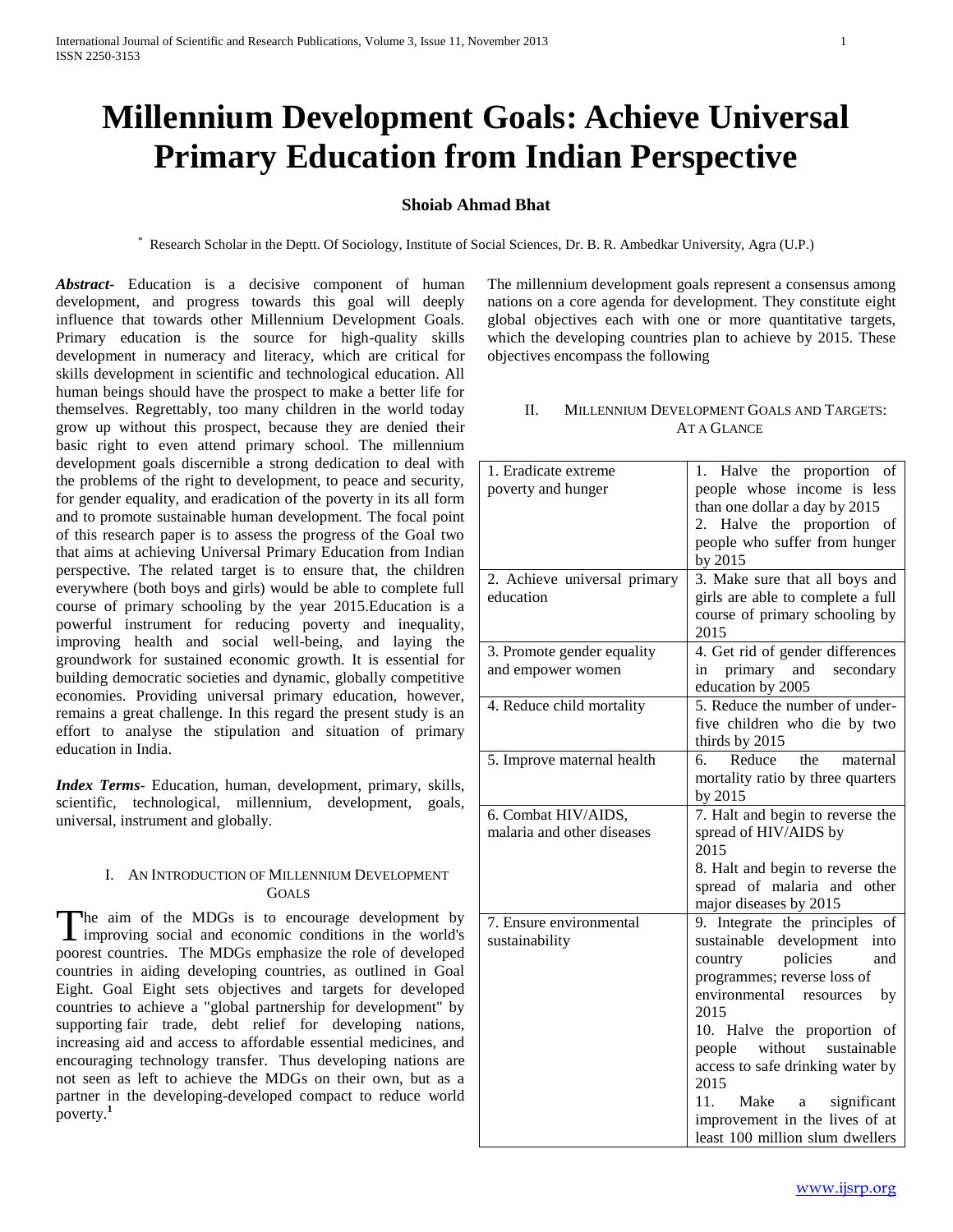# Millennium Development Goals: Achieve Universal Primary Education from Indian Perspective

**Shoaib Ahmad Bhat**

[*] Research Scholar in the Deptt. Of Sociology, Institute of Social Sciences, Dr. B. R. Ambedkar University, Agra (U.P.)

***Abstract*-** Education is a decisive component of human development, and progress towards this goal will deeply influence that towards other Millennium Development Goals. Primary education is the source for high-quality skills development in numeracy and literacy, which are critical for skills development in scientific and technological education. All human beings should have the prospect to make a better life for themselves. Regrettably, too many children in the world today grow up without this prospect, because they are denied their basic right to even attend primary school. The millennium development goals discernible a strong dedication to deal with the problems of the right to development, to peace and security, for gender equality, and eradication of the poverty in its all form and to promote sustainable human development. The focal point of this research paper is to assess the progress of the Goal two that aims at achieving Universal Primary Education from Indian perspective. The related target is to ensure that, the children everywhere (both boys and girls) would be able to complete full course of primary schooling by the year 2015.Education is a powerful instrument for reducing poverty and inequality, improving health and social well-being, and laying the groundwork for sustained economic growth. It is essential for building democratic societies and dynamic, globally competitive economies. Providing universal primary education, however, remains a great challenge. In this regard the present study is an effort to analyse the stipulation and situation of primary education in India.

***Index Terms*-** Education, human, development, primary, skills, scientific, technological, millennium, development, goals, universal, instrument and globally.

## I. An Introduction of Millennium Development Goals

The aim of the MDGs is to encourage development by improving social and economic conditions in the world's poorest countries. The MDGs emphasize the role of developed countries in aiding developing countries, as outlined in Goal Eight. Goal Eight sets objectives and targets for developed countries to achieve a "global partnership for development" by supporting fair trade, debt relief for developing nations, increasing aid and access to affordable essential medicines, and encouraging technology transfer. Thus developing nations are not seen as left to achieve the MDGs on their own, but as a partner in the developing-developed compact to reduce world poverty.[1]

The millennium development goals represent a consensus among nations on a core agenda for development. They constitute eight global objectives each with one or more quantitative targets, which the developing countries plan to achieve by 2015. These objectives encompass the following

## II. Millennium Development Goals and Targets: At a Glance

| Goal | Targets |
|---|---|
| 1. Eradicate extreme poverty and hunger | 1. Halve the proportion of people whose income is less than one dollar a day by 2015<br>2. Halve the proportion of people who suffer from hunger by 2015 |
| 2. Achieve universal primary education | 3. Make sure that all boys and girls are able to complete a full course of primary schooling by 2015 |
| 3. Promote gender equality and empower women | 4. Get rid of gender differences in primary and secondary education by 2005 |
| 4. Reduce child mortality | 5. Reduce the number of under-five children who die by two thirds by 2015 |
| 5. Improve maternal health | 6. Reduce the maternal mortality ratio by three quarters by 2015 |
| 6. Combat HIV/AIDS, malaria and other diseases | 7. Halt and begin to reverse the spread of HIV/AIDS by 2015<br>8. Halt and begin to reverse the spread of malaria and other major diseases by 2015 |
| 7. Ensure environmental sustainability | 9. Integrate the principles of sustainable development into country policies and programmes; reverse loss of environmental resources by 2015<br>10. Halve the proportion of people without sustainable access to safe drinking water by 2015<br>11. Make a significant improvement in the lives of at least 100 million slum dwellers |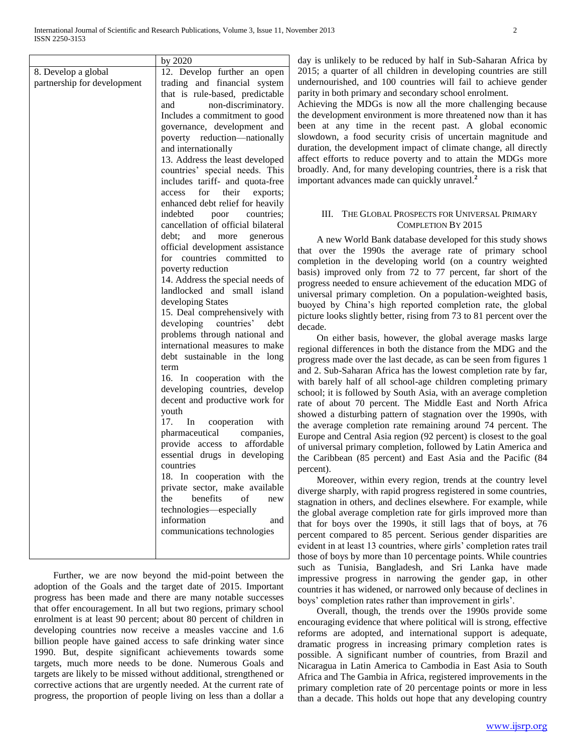| | by 2020 |
|---|---|
| 8. Develop a global partnership for development | 12. Develop further an open trading and financial system that is rule-based, predictable and non-discriminatory. Includes a commitment to good governance, development and poverty reduction—nationally and internationally<br>13. Address the least developed countries' special needs. This includes tariff- and quota-free access for their exports; enhanced debt relief for heavily indebted poor countries; cancellation of official bilateral debt; and more generous official development assistance for countries committed to poverty reduction<br>14. Address the special needs of landlocked and small island developing States<br>15. Deal comprehensively with developing countries' debt problems through national and international measures to make debt sustainable in the long term<br>16. In cooperation with the developing countries, develop decent and productive work for youth<br>17. In cooperation with pharmaceutical companies, provide access to affordable essential drugs in developing countries<br>18. In cooperation with the private sector, make available the benefits of new technologies—especially information and communications technologies |

Further, we are now beyond the mid-point between the adoption of the Goals and the target date of 2015. Important progress has been made and there are many notable successes that offer encouragement. In all but two regions, primary school enrolment is at least 90 percent; about 80 percent of children in developing countries now receive a measles vaccine and 1.6 billion people have gained access to safe drinking water since 1990. But, despite significant achievements towards some targets, much more needs to be done. Numerous Goals and targets are likely to be missed without additional, strengthened or corrective actions that are urgently needed. At the current rate of progress, the proportion of people living on less than a dollar a day is unlikely to be reduced by half in Sub-Saharan Africa by 2015; a quarter of all children in developing countries are still undernourished, and 100 countries will fail to achieve gender parity in both primary and secondary school enrolment.

Achieving the MDGs is now all the more challenging because the development environment is more threatened now than it has been at any time in the recent past. A global economic slowdown, a food security crisis of uncertain magnitude and duration, the development impact of climate change, all directly affect efforts to reduce poverty and to attain the MDGs more broadly. And, for many developing countries, there is a risk that important advances made can quickly unravel.[2]

## III. The Global Prospects for Universal Primary Completion By 2015

A new World Bank database developed for this study shows that over the 1990s the average rate of primary school completion in the developing world (on a country weighted basis) improved only from 72 to 77 percent, far short of the progress needed to ensure achievement of the education MDG of universal primary completion. On a population-weighted basis, buoyed by China's high reported completion rate, the global picture looks slightly better, rising from 73 to 81 percent over the decade.

On either basis, however, the global average masks large regional differences in both the distance from the MDG and the progress made over the last decade, as can be seen from figures 1 and 2. Sub-Saharan Africa has the lowest completion rate by far, with barely half of all school-age children completing primary school; it is followed by South Asia, with an average completion rate of about 70 percent. The Middle East and North Africa showed a disturbing pattern of stagnation over the 1990s, with the average completion rate remaining around 74 percent. The Europe and Central Asia region (92 percent) is closest to the goal of universal primary completion, followed by Latin America and the Caribbean (85 percent) and East Asia and the Pacific (84 percent).

Moreover, within every region, trends at the country level diverge sharply, with rapid progress registered in some countries, stagnation in others, and declines elsewhere. For example, while the global average completion rate for girls improved more than that for boys over the 1990s, it still lags that of boys, at 76 percent compared to 85 percent. Serious gender disparities are evident in at least 13 countries, where girls' completion rates trail those of boys by more than 10 percentage points. While countries such as Tunisia, Bangladesh, and Sri Lanka have made impressive progress in narrowing the gender gap, in other countries it has widened, or narrowed only because of declines in boys' completion rates rather than improvement in girls'.

Overall, though, the trends over the 1990s provide some encouraging evidence that where political will is strong, effective reforms are adopted, and international support is adequate, dramatic progress in increasing primary completion rates is possible. A significant number of countries, from Brazil and Nicaragua in Latin America to Cambodia in East Asia to South Africa and The Gambia in Africa, registered improvements in the primary completion rate of 20 percentage points or more in less than a decade. This holds out hope that any developing country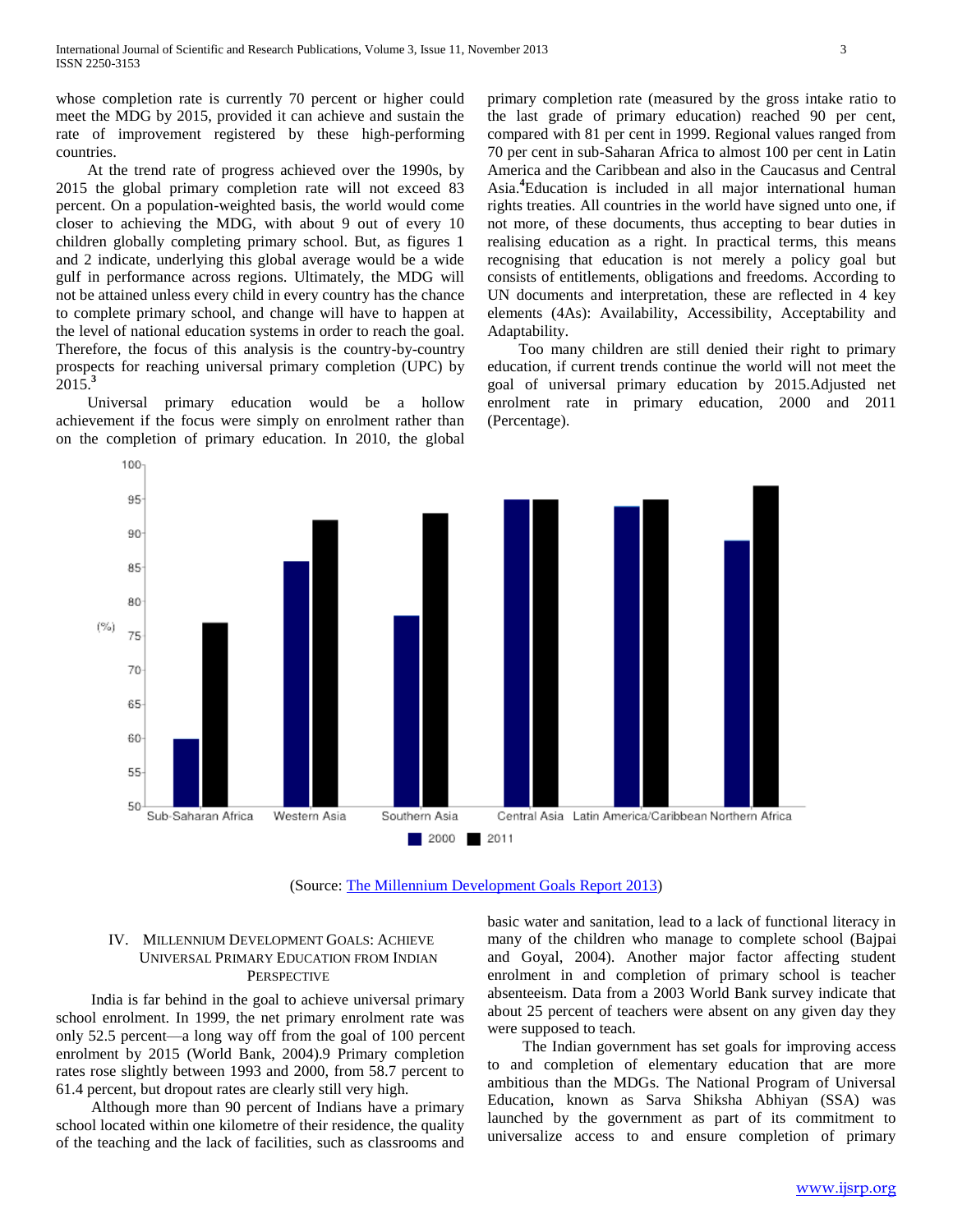whose completion rate is currently 70 percent or higher could meet the MDG by 2015, provided it can achieve and sustain the rate of improvement registered by these high-performing countries.

At the trend rate of progress achieved over the 1990s, by 2015 the global primary completion rate will not exceed 83 percent. On a population-weighted basis, the world would come closer to achieving the MDG, with about 9 out of every 10 children globally completing primary school. But, as figures 1 and 2 indicate, underlying this global average would be a wide gulf in performance across regions. Ultimately, the MDG will not be attained unless every child in every country has the chance to complete primary school, and change will have to happen at the level of national education systems in order to reach the goal. Therefore, the focus of this analysis is the country-by-country prospects for reaching universal primary completion (UPC) by 2015.[3]

Universal primary education would be a hollow achievement if the focus were simply on enrolment rather than on the completion of primary education. In 2010, the global primary completion rate (measured by the gross intake ratio to the last grade of primary education) reached 90 per cent, compared with 81 per cent in 1999. Regional values ranged from 70 per cent in sub-Saharan Africa to almost 100 per cent in Latin America and the Caribbean and also in the Caucasus and Central Asia.[4]Education is included in all major international human rights treaties. All countries in the world have signed unto one, if not more, of these documents, thus accepting to bear duties in realising education as a right. In practical terms, this means recognising that education is not merely a policy goal but consists of entitlements, obligations and freedoms. According to UN documents and interpretation, these are reflected in 4 key elements (4As): Availability, Accessibility, Acceptability and Adaptability.

Too many children are still denied their right to primary education, if current trends continue the world will not meet the goal of universal primary education by 2015.Adjusted net enrolment rate in primary education, 2000 and 2011 (Percentage).

| Region | 2000 | 2011 |
|---|---|---|
| Sub-Saharan Africa | 60 | 77 |
| Western Asia | 86 | 92 |
| Southern Asia | 78 | 93 |
| Central Asia | 95 | 95 |
| Latin America/Caribbean | 94 | 95 |
| Northern Africa | 89 | 97 |

(Source: The Millennium Development Goals Report 2013)

## IV. Millennium Development Goals: Achieve Universal Primary Education from Indian Perspective

India is far behind in the goal to achieve universal primary school enrolment. In 1999, the net primary enrolment rate was only 52.5 percent—a long way off from the goal of 100 percent enrolment by 2015 (World Bank, 2004).9 Primary completion rates rose slightly between 1993 and 2000, from 58.7 percent to 61.4 percent, but dropout rates are clearly still very high.

Although more than 90 percent of Indians have a primary school located within one kilometre of their residence, the quality of the teaching and the lack of facilities, such as classrooms and basic water and sanitation, lead to a lack of functional literacy in many of the children who manage to complete school (Bajpai and Goyal, 2004). Another major factor affecting student enrolment in and completion of primary school is teacher absenteeism. Data from a 2003 World Bank survey indicate that about 25 percent of teachers were absent on any given day they were supposed to teach.

The Indian government has set goals for improving access to and completion of elementary education that are more ambitious than the MDGs. The National Program of Universal Education, known as Sarva Shiksha Abhiyan (SSA) was launched by the government as part of its commitment to universalize access to and ensure completion of primary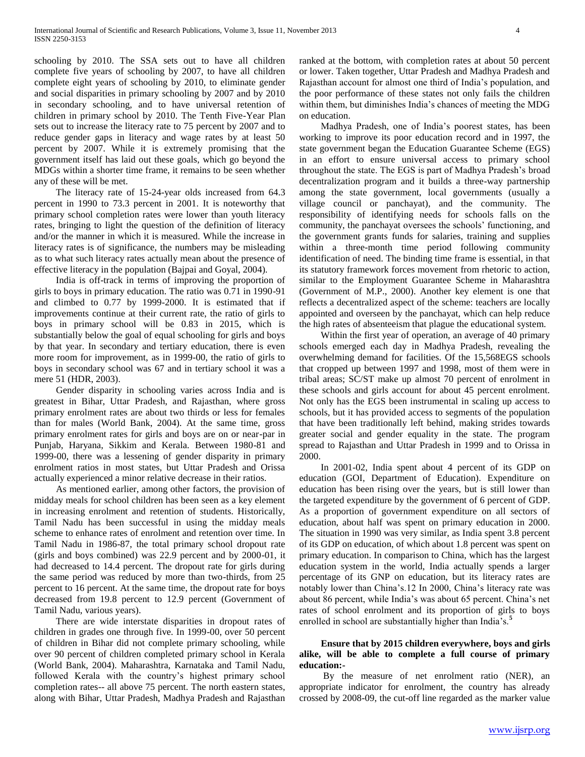schooling by 2010. The SSA sets out to have all children complete five years of schooling by 2007, to have all children complete eight years of schooling by 2010, to eliminate gender and social disparities in primary schooling by 2007 and by 2010 in secondary schooling, and to have universal retention of children in primary school by 2010. The Tenth Five-Year Plan sets out to increase the literacy rate to 75 percent by 2007 and to reduce gender gaps in literacy and wage rates by at least 50 percent by 2007. While it is extremely promising that the government itself has laid out these goals, which go beyond the MDGs within a shorter time frame, it remains to be seen whether any of these will be met.

The literacy rate of 15-24-year olds increased from 64.3 percent in 1990 to 73.3 percent in 2001. It is noteworthy that primary school completion rates were lower than youth literacy rates, bringing to light the question of the definition of literacy and/or the manner in which it is measured. While the increase in literacy rates is of significance, the numbers may be misleading as to what such literacy rates actually mean about the presence of effective literacy in the population (Bajpai and Goyal, 2004).

India is off-track in terms of improving the proportion of girls to boys in primary education. The ratio was 0.71 in 1990-91 and climbed to 0.77 by 1999-2000. It is estimated that if improvements continue at their current rate, the ratio of girls to boys in primary school will be 0.83 in 2015, which is substantially below the goal of equal schooling for girls and boys by that year. In secondary and tertiary education, there is even more room for improvement, as in 1999-00, the ratio of girls to boys in secondary school was 67 and in tertiary school it was a mere 51 (HDR, 2003).

Gender disparity in schooling varies across India and is greatest in Bihar, Uttar Pradesh, and Rajasthan, where gross primary enrolment rates are about two thirds or less for females than for males (World Bank, 2004). At the same time, gross primary enrolment rates for girls and boys are on or near-par in Punjab, Haryana, Sikkim and Kerala. Between 1980-81 and 1999-00, there was a lessening of gender disparity in primary enrolment ratios in most states, but Uttar Pradesh and Orissa actually experienced a minor relative decrease in their ratios.

As mentioned earlier, among other factors, the provision of midday meals for school children has been seen as a key element in increasing enrolment and retention of students. Historically, Tamil Nadu has been successful in using the midday meals scheme to enhance rates of enrolment and retention over time. In Tamil Nadu in 1986-87, the total primary school dropout rate (girls and boys combined) was 22.9 percent and by 2000-01, it had decreased to 14.4 percent. The dropout rate for girls during the same period was reduced by more than two-thirds, from 25 percent to 16 percent. At the same time, the dropout rate for boys decreased from 19.8 percent to 12.9 percent (Government of Tamil Nadu, various years).

There are wide interstate disparities in dropout rates of children in grades one through five. In 1999-00, over 50 percent of children in Bihar did not complete primary schooling, while over 90 percent of children completed primary school in Kerala (World Bank, 2004). Maharashtra, Karnataka and Tamil Nadu, followed Kerala with the country's highest primary school completion rates-- all above 75 percent. The north eastern states, along with Bihar, Uttar Pradesh, Madhya Pradesh and Rajasthan ranked at the bottom, with completion rates at about 50 percent or lower. Taken together, Uttar Pradesh and Madhya Pradesh and Rajasthan account for almost one third of India's population, and the poor performance of these states not only fails the children within them, but diminishes India's chances of meeting the MDG on education.

Madhya Pradesh, one of India's poorest states, has been working to improve its poor education record and in 1997, the state government began the Education Guarantee Scheme (EGS) in an effort to ensure universal access to primary school throughout the state. The EGS is part of Madhya Pradesh's broad decentralization program and it builds a three-way partnership among the state government, local governments (usually a village council or panchayat), and the community. The responsibility of identifying needs for schools falls on the community, the panchayat oversees the schools' functioning, and the government grants funds for salaries, training and supplies within a three-month time period following community identification of need. The binding time frame is essential, in that its statutory framework forces movement from rhetoric to action, similar to the Employment Guarantee Scheme in Maharashtra (Government of M.P., 2000). Another key element is one that reflects a decentralized aspect of the scheme: teachers are locally appointed and overseen by the panchayat, which can help reduce the high rates of absenteeism that plague the educational system.

Within the first year of operation, an average of 40 primary schools emerged each day in Madhya Pradesh, revealing the overwhelming demand for facilities. Of the 15,568EGS schools that cropped up between 1997 and 1998, most of them were in tribal areas; SC/ST make up almost 70 percent of enrolment in these schools and girls account for about 45 percent enrolment. Not only has the EGS been instrumental in scaling up access to schools, but it has provided access to segments of the population that have been traditionally left behind, making strides towards greater social and gender equality in the state. The program spread to Rajasthan and Uttar Pradesh in 1999 and to Orissa in 2000.

In 2001-02, India spent about 4 percent of its GDP on education (GOI, Department of Education). Expenditure on education has been rising over the years, but is still lower than the targeted expenditure by the government of 6 percent of GDP. As a proportion of government expenditure on all sectors of education, about half was spent on primary education in 2000. The situation in 1990 was very similar, as India spent 3.8 percent of its GDP on education, of which about 1.8 percent was spent on primary education. In comparison to China, which has the largest education system in the world, India actually spends a larger percentage of its GNP on education, but its literacy rates are notably lower than China's.12 In 2000, China's literacy rate was about 86 percent, while India's was about 65 percent. China's net rates of school enrolment and its proportion of girls to boys enrolled in school are substantially higher than India's.[5]

**Ensure that by 2015 children everywhere, boys and girls alike, will be able to complete a full course of primary education:-**

By the measure of net enrolment ratio (NER), an appropriate indicator for enrolment, the country has already crossed by 2008-09, the cut-off line regarded as the marker value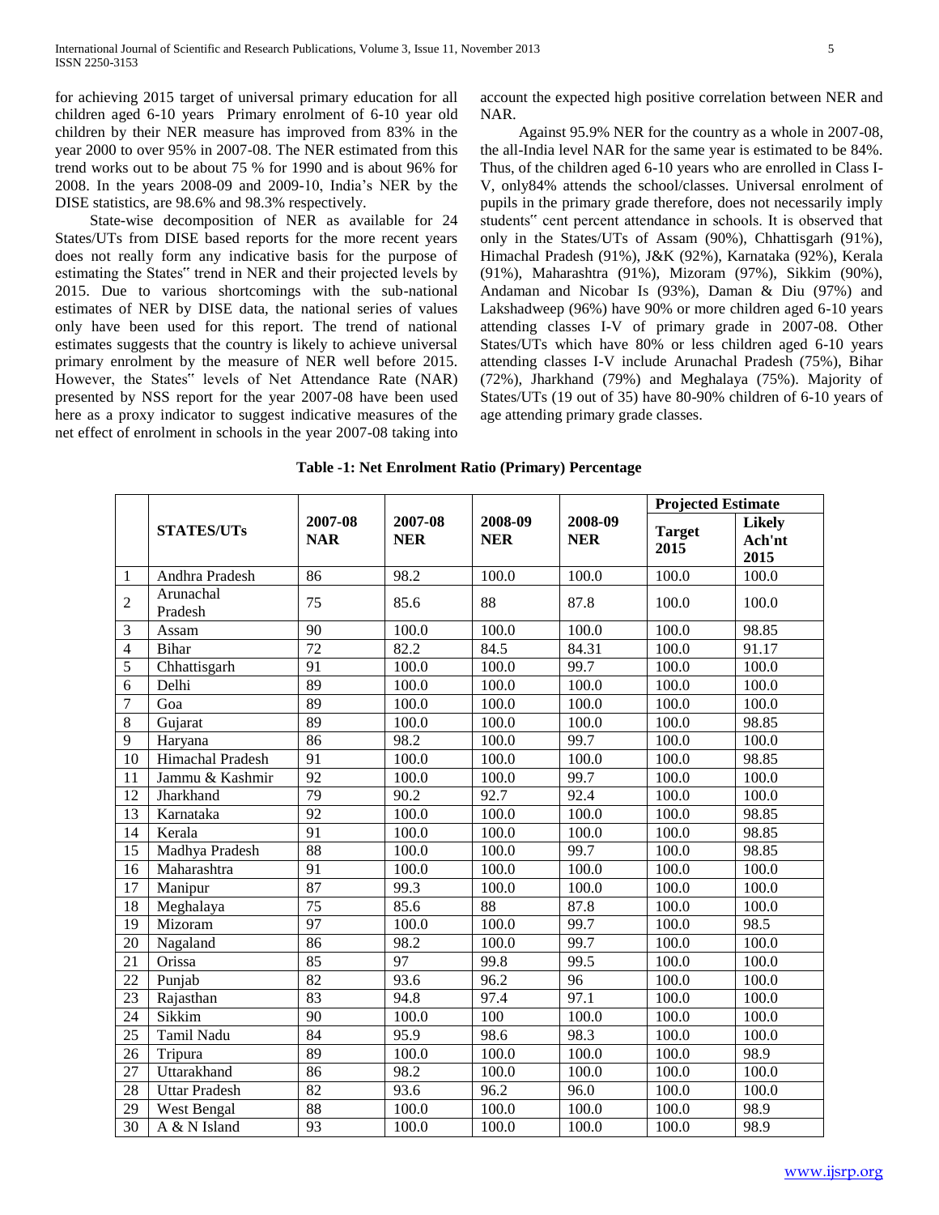for achieving 2015 target of universal primary education for all children aged 6-10 years Primary enrolment of 6-10 year old children by their NER measure has improved from 83% in the year 2000 to over 95% in 2007-08. The NER estimated from this trend works out to be about 75 % for 1990 and is about 96% for 2008. In the years 2008-09 and 2009-10, India's NER by the DISE statistics, are 98.6% and 98.3% respectively.

State-wise decomposition of NER as available for 24 States/UTs from DISE based reports for the more recent years does not really form any indicative basis for the purpose of estimating the States" trend in NER and their projected levels by 2015. Due to various shortcomings with the sub-national estimates of NER by DISE data, the national series of values only have been used for this report. The trend of national estimates suggests that the country is likely to achieve universal primary enrolment by the measure of NER well before 2015. However, the States" levels of Net Attendance Rate (NAR) presented by NSS report for the year 2007-08 have been used here as a proxy indicator to suggest indicative measures of the net effect of enrolment in schools in the year 2007-08 taking into account the expected high positive correlation between NER and NAR.

Against 95.9% NER for the country as a whole in 2007-08, the all-India level NAR for the same year is estimated to be 84%. Thus, of the children aged 6-10 years who are enrolled in Class I-V, only84% attends the school/classes. Universal enrolment of pupils in the primary grade therefore, does not necessarily imply students" cent percent attendance in schools. It is observed that only in the States/UTs of Assam (90%), Chhattisgarh (91%), Himachal Pradesh (91%), J&K (92%), Karnataka (92%), Kerala (91%), Maharashtra (91%), Mizoram (97%), Sikkim (90%), Andaman and Nicobar Is (93%), Daman & Diu (97%) and Lakshadweep (96%) have 90% or more children aged 6-10 years attending classes I-V of primary grade in 2007-08. Other States/UTs which have 80% or less children aged 6-10 years attending classes I-V include Arunachal Pradesh (75%), Bihar (72%), Jharkhand (79%) and Meghalaya (75%). Majority of States/UTs (19 out of 35) have 80-90% children of 6-10 years of age attending primary grade classes.

**Table -1: Net Enrolment Ratio (Primary) Percentage**

| | STATES/UTs | 2007-08 NAR | 2007-08 NER | 2008-09 NER | 2008-09 NER | Projected Estimate | |
|---|---|---|---|---|---|---|---|
| | | | | | | Target 2015 | Likely Ach'nt 2015 |
| 1 | Andhra Pradesh | 86 | 98.2 | 100.0 | 100.0 | 100.0 | 100.0 |
| 2 | Arunachal Pradesh | 75 | 85.6 | 88 | 87.8 | 100.0 | 100.0 |
| 3 | Assam | 90 | 100.0 | 100.0 | 100.0 | 100.0 | 98.85 |
| 4 | Bihar | 72 | 82.2 | 84.5 | 84.31 | 100.0 | 91.17 |
| 5 | Chhattisgarh | 91 | 100.0 | 100.0 | 99.7 | 100.0 | 100.0 |
| 6 | Delhi | 89 | 100.0 | 100.0 | 100.0 | 100.0 | 100.0 |
| 7 | Goa | 89 | 100.0 | 100.0 | 100.0 | 100.0 | 100.0 |
| 8 | Gujarat | 89 | 100.0 | 100.0 | 100.0 | 100.0 | 98.85 |
| 9 | Haryana | 86 | 98.2 | 100.0 | 99.7 | 100.0 | 100.0 |
| 10 | Himachal Pradesh | 91 | 100.0 | 100.0 | 100.0 | 100.0 | 98.85 |
| 11 | Jammu & Kashmir | 92 | 100.0 | 100.0 | 99.7 | 100.0 | 100.0 |
| 12 | Jharkhand | 79 | 90.2 | 92.7 | 92.4 | 100.0 | 100.0 |
| 13 | Karnataka | 92 | 100.0 | 100.0 | 100.0 | 100.0 | 98.85 |
| 14 | Kerala | 91 | 100.0 | 100.0 | 100.0 | 100.0 | 98.85 |
| 15 | Madhya Pradesh | 88 | 100.0 | 100.0 | 99.7 | 100.0 | 98.85 |
| 16 | Maharashtra | 91 | 100.0 | 100.0 | 100.0 | 100.0 | 100.0 |
| 17 | Manipur | 87 | 99.3 | 100.0 | 100.0 | 100.0 | 100.0 |
| 18 | Meghalaya | 75 | 85.6 | 88 | 87.8 | 100.0 | 100.0 |
| 19 | Mizoram | 97 | 100.0 | 100.0 | 99.7 | 100.0 | 98.5 |
| 20 | Nagaland | 86 | 98.2 | 100.0 | 99.7 | 100.0 | 100.0 |
| 21 | Orissa | 85 | 97 | 99.8 | 99.5 | 100.0 | 100.0 |
| 22 | Punjab | 82 | 93.6 | 96.2 | 96 | 100.0 | 100.0 |
| 23 | Rajasthan | 83 | 94.8 | 97.4 | 97.1 | 100.0 | 100.0 |
| 24 | Sikkim | 90 | 100.0 | 100 | 100.0 | 100.0 | 100.0 |
| 25 | Tamil Nadu | 84 | 95.9 | 98.6 | 98.3 | 100.0 | 100.0 |
| 26 | Tripura | 89 | 100.0 | 100.0 | 100.0 | 100.0 | 98.9 |
| 27 | Uttarakhand | 86 | 98.2 | 100.0 | 100.0 | 100.0 | 100.0 |
| 28 | Uttar Pradesh | 82 | 93.6 | 96.2 | 96.0 | 100.0 | 100.0 |
| 29 | West Bengal | 88 | 100.0 | 100.0 | 100.0 | 100.0 | 98.9 |
| 30 | A & N Island | 93 | 100.0 | 100.0 | 100.0 | 100.0 | 98.9 |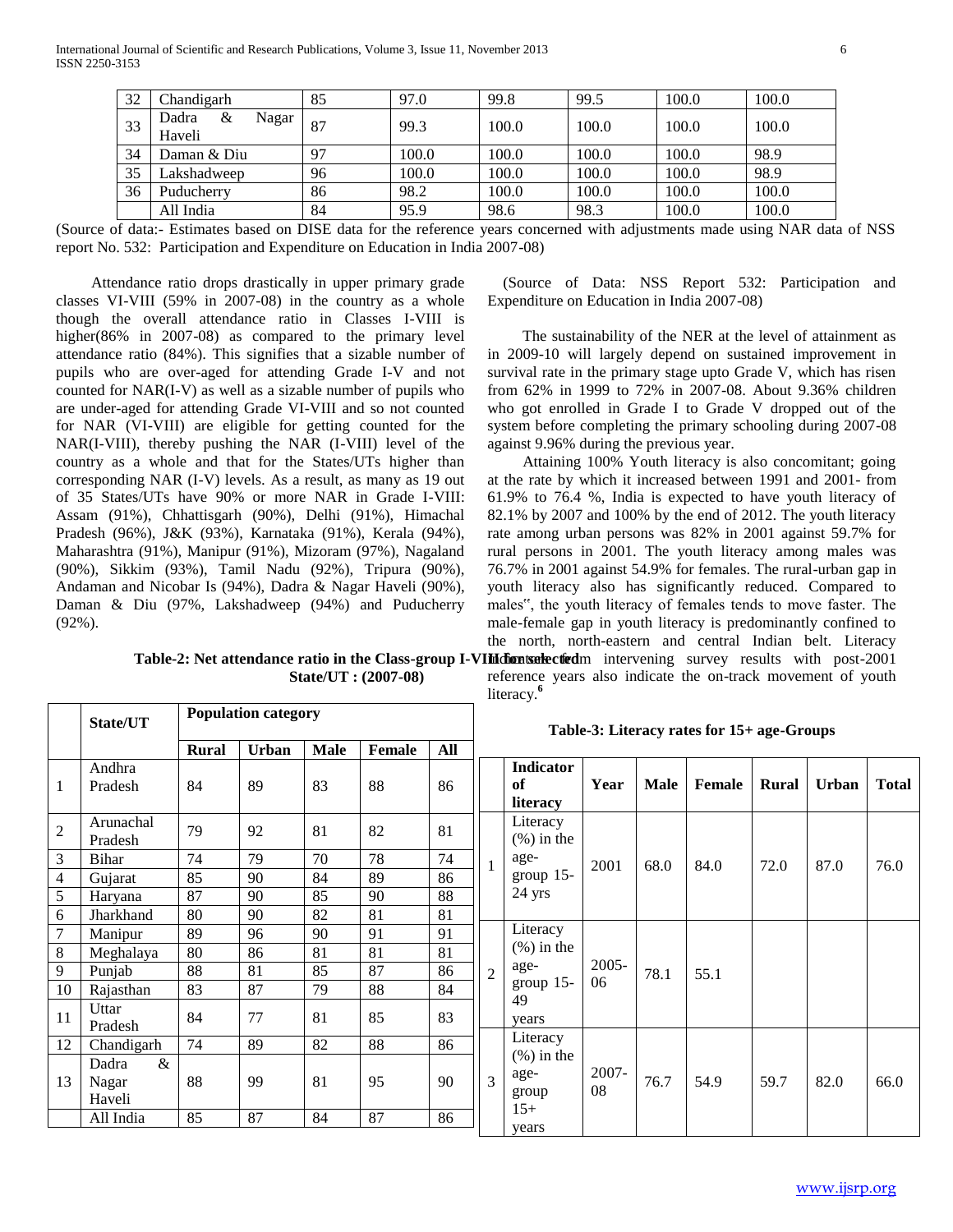| 32 | Chandigarh | 85 | 97.0 | 99.8 | 99.5 | 100.0 | 100.0 |
|---|---|---|---|---|---|---|---|
| 33 | Dadra & Nagar Haveli | 87 | 99.3 | 100.0 | 100.0 | 100.0 | 100.0 |
| 34 | Daman & Diu | 97 | 100.0 | 100.0 | 100.0 | 100.0 | 98.9 |
| 35 | Lakshadweep | 96 | 100.0 | 100.0 | 100.0 | 100.0 | 98.9 |
| 36 | Puducherry | 86 | 98.2 | 100.0 | 100.0 | 100.0 | 100.0 |
| | All India | 84 | 95.9 | 98.6 | 98.3 | 100.0 | 100.0 |

(Source of data:- Estimates based on DISE data for the reference years concerned with adjustments made using NAR data of NSS report No. 532: Participation and Expenditure on Education in India 2007-08)

Attendance ratio drops drastically in upper primary grade classes VI-VIII (59% in 2007-08) in the country as a whole though the overall attendance ratio in Classes I-VIII is higher(86% in 2007-08) as compared to the primary level attendance ratio (84%). This signifies that a sizable number of pupils who are over-aged for attending Grade I-V and not counted for NAR(I-V) as well as a sizable number of pupils who are under-aged for attending Grade VI-VIII and so not counted for NAR (VI-VIII) are eligible for getting counted for the NAR(I-VIII), thereby pushing the NAR (I-VIII) level of the country as a whole and that for the States/UTs higher than corresponding NAR (I-V) levels. As a result, as many as 19 out of 35 States/UTs have 90% or more NAR in Grade I-VIII: Assam (91%), Chhattisgarh (90%), Delhi (91%), Himachal Pradesh (96%), J&K (93%), Karnataka (91%), Kerala (94%), Maharashtra (91%), Manipur (91%), Mizoram (97%), Nagaland (90%), Sikkim (93%), Tamil Nadu (92%), Tripura (90%), Andaman and Nicobar Is (94%), Dadra & Nagar Haveli (90%), Daman & Diu (97%, Lakshadweep (94%) and Puducherry (92%).

**Table-2: Net attendance ratio in the Class-group I-VIII for selected State/UT : (2007-08)**

| | State/UT | Population category | | | | |
|---|---|---|---|---|---|---|
| | | Rural | Urban | Male | Female | All |
| 1 | Andhra Pradesh | 84 | 89 | 83 | 88 | 86 |
| 2 | Arunachal Pradesh | 79 | 92 | 81 | 82 | 81 |
| 3 | Bihar | 74 | 79 | 70 | 78 | 74 |
| 4 | Gujarat | 85 | 90 | 84 | 89 | 86 |
| 5 | Haryana | 87 | 90 | 85 | 90 | 88 |
| 6 | Jharkhand | 80 | 90 | 82 | 81 | 81 |
| 7 | Manipur | 89 | 96 | 90 | 91 | 91 |
| 8 | Meghalaya | 80 | 86 | 81 | 81 | 81 |
| 9 | Punjab | 88 | 81 | 85 | 87 | 86 |
| 10 | Rajasthan | 83 | 87 | 79 | 88 | 84 |
| 11 | Uttar Pradesh | 84 | 77 | 81 | 85 | 83 |
| 12 | Chandigarh | 74 | 89 | 82 | 88 | 86 |
| 13 | Dadra & Nagar Haveli | 88 | 99 | 81 | 95 | 90 |
| | All India | 85 | 87 | 84 | 87 | 86 |

(Source of Data: NSS Report 532: Participation and Expenditure on Education in India 2007-08)

The sustainability of the NER at the level of attainment as in 2009-10 will largely depend on sustained improvement in survival rate in the primary stage upto Grade V, which has risen from 62% in 1999 to 72% in 2007-08. About 9.36% children who got enrolled in Grade I to Grade V dropped out of the system before completing the primary schooling during 2007-08 against 9.96% during the previous year.

Attaining 100% Youth literacy is also concomitant; going at the rate by which it increased between 1991 and 2001- from 61.9% to 76.4 %, India is expected to have youth literacy of 82.1% by 2007 and 100% by the end of 2012. The youth literacy rate among urban persons was 82% in 2001 against 59.7% for rural persons in 2001. The youth literacy among males was 76.7% in 2001 against 54.9% for females. The rural-urban gap in youth literacy also has significantly reduced. Compared to males", the youth literacy of females tends to move faster. The male-female gap in youth literacy is predominantly confined to the north, north-eastern and central Indian belt. Literacy indicators from intervening survey results with post-2001 reference years also indicate the on-track movement of youth literacy.[6]

**Table-3: Literacy rates for 15+ age-Groups**

| | Indicator of literacy | Year | Male | Female | Rural | Urban | Total |
|---|---|---|---|---|---|---|---|
| 1 | Literacy (%) in the age-group 15-24 yrs | 2001 | 68.0 | 84.0 | 72.0 | 87.0 | 76.0 |
| 2 | Literacy (%) in the age-group 15-49 years | 2005-06 | 78.1 | 55.1 | | | |
| 3 | Literacy (%) in the age-group 15+ years | 2007-08 | 76.7 | 54.9 | 59.7 | 82.0 | 66.0 |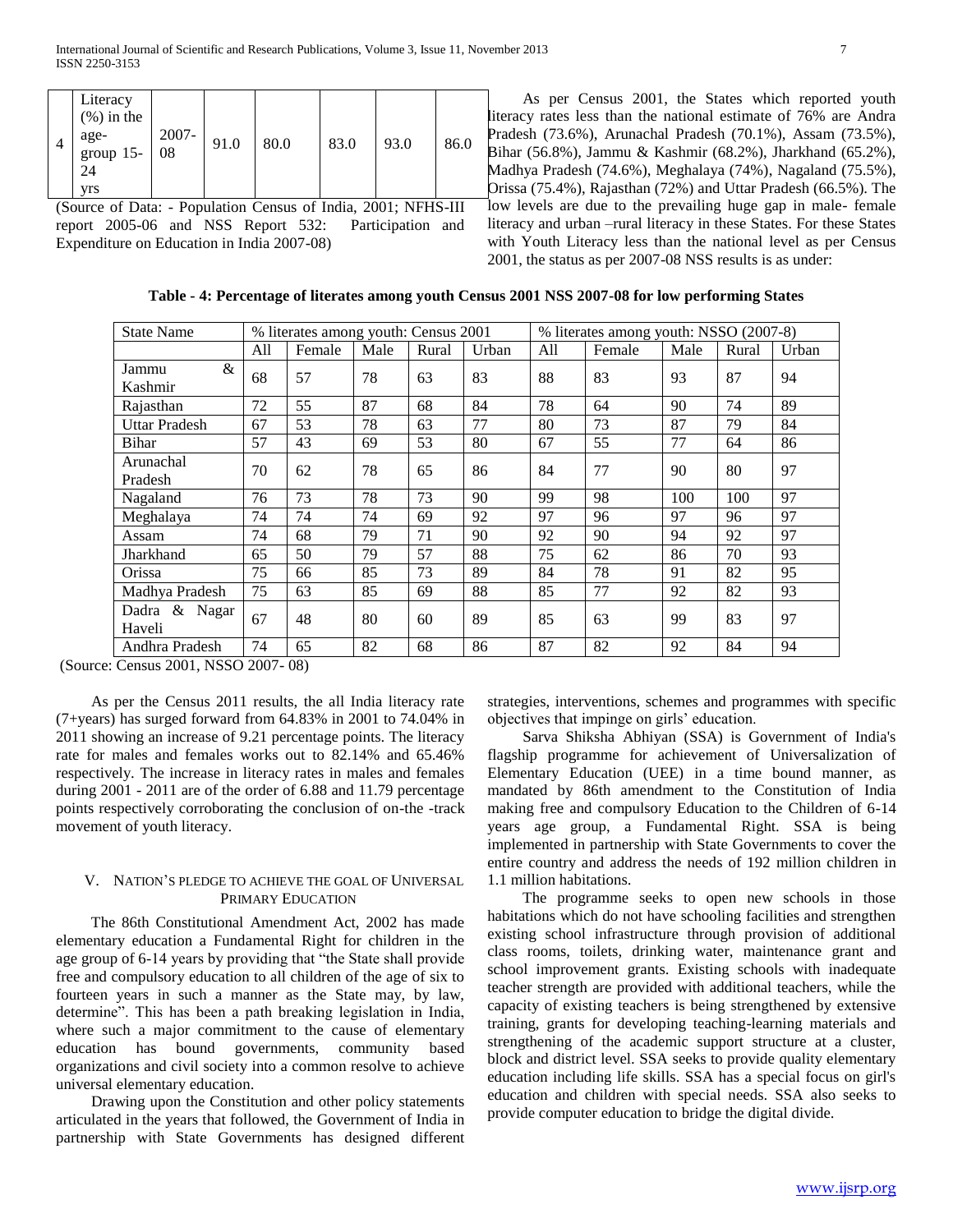| 4 | Literacy (%) in the age-group 15-24 yrs | 2007-08 | 91.0 | 80.0 | 83.0 | 93.0 | 86.0 |
|---|---|---|---|---|---|---|---|

(Source of Data: - Population Census of India, 2001; NFHS-III report 2005-06 and NSS Report 532: Participation and Expenditure on Education in India 2007-08)

As per Census 2001, the States which reported youth literacy rates less than the national estimate of 76% are Andra Pradesh (73.6%), Arunachal Pradesh (70.1%), Assam (73.5%), Bihar (56.8%), Jammu & Kashmir (68.2%), Jharkhand (65.2%), Madhya Pradesh (74.6%), Meghalaya (74%), Nagaland (75.5%), Orissa (75.4%), Rajasthan (72%) and Uttar Pradesh (66.5%). The low levels are due to the prevailing huge gap in male- female literacy and urban –rural literacy in these States. For these States with Youth Literacy less than the national level as per Census 2001, the status as per 2007-08 NSS results is as under:

**Table - 4: Percentage of literates among youth Census 2001 NSS 2007-08 for low performing States**

| State Name | % literates among youth: Census 2001 | | | | | % literates among youth: NSSO (2007-8) | | | | |
|---|---|---|---|---|---|---|---|---|---|---|
| | All | Female | Male | Rural | Urban | All | Female | Male | Rural | Urban |
| Jammu & Kashmir | 68 | 57 | 78 | 63 | 83 | 88 | 83 | 93 | 87 | 94 |
| Rajasthan | 72 | 55 | 87 | 68 | 84 | 78 | 64 | 90 | 74 | 89 |
| Uttar Pradesh | 67 | 53 | 78 | 63 | 77 | 80 | 73 | 87 | 79 | 84 |
| Bihar | 57 | 43 | 69 | 53 | 80 | 67 | 55 | 77 | 64 | 86 |
| Arunachal Pradesh | 70 | 62 | 78 | 65 | 86 | 84 | 77 | 90 | 80 | 97 |
| Nagaland | 76 | 73 | 78 | 73 | 90 | 99 | 98 | 100 | 100 | 97 |
| Meghalaya | 74 | 74 | 74 | 69 | 92 | 97 | 96 | 97 | 96 | 97 |
| Assam | 74 | 68 | 79 | 71 | 90 | 92 | 90 | 94 | 92 | 97 |
| Jharkhand | 65 | 50 | 79 | 57 | 88 | 75 | 62 | 86 | 70 | 93 |
| Orissa | 75 | 66 | 85 | 73 | 89 | 84 | 78 | 91 | 82 | 95 |
| Madhya Pradesh | 75 | 63 | 85 | 69 | 88 | 85 | 77 | 92 | 82 | 93 |
| Dadra & Nagar Haveli | 67 | 48 | 80 | 60 | 89 | 85 | 63 | 99 | 83 | 97 |
| Andhra Pradesh | 74 | 65 | 82 | 68 | 86 | 87 | 82 | 92 | 84 | 94 |

(Source: Census 2001, NSSO 2007- 08)

As per the Census 2011 results, the all India literacy rate (7+years) has surged forward from 64.83% in 2001 to 74.04% in 2011 showing an increase of 9.21 percentage points. The literacy rate for males and females works out to 82.14% and 65.46% respectively. The increase in literacy rates in males and females during 2001 - 2011 are of the order of 6.88 and 11.79 percentage points respectively corroborating the conclusion of on-the -track movement of youth literacy.

## V. Nation's Pledge to Achieve the Goal of Universal Primary Education

The 86th Constitutional Amendment Act, 2002 has made elementary education a Fundamental Right for children in the age group of 6-14 years by providing that "the State shall provide free and compulsory education to all children of the age of six to fourteen years in such a manner as the State may, by law, determine". This has been a path breaking legislation in India, where such a major commitment to the cause of elementary education has bound governments, community based organizations and civil society into a common resolve to achieve universal elementary education.

Drawing upon the Constitution and other policy statements articulated in the years that followed, the Government of India in partnership with State Governments has designed different strategies, interventions, schemes and programmes with specific objectives that impinge on girls' education.

Sarva Shiksha Abhiyan (SSA) is Government of India's flagship programme for achievement of Universalization of Elementary Education (UEE) in a time bound manner, as mandated by 86th amendment to the Constitution of India making free and compulsory Education to the Children of 6-14 years age group, a Fundamental Right. SSA is being implemented in partnership with State Governments to cover the entire country and address the needs of 192 million children in 1.1 million habitations.

The programme seeks to open new schools in those habitations which do not have schooling facilities and strengthen existing school infrastructure through provision of additional class rooms, toilets, drinking water, maintenance grant and school improvement grants. Existing schools with inadequate teacher strength are provided with additional teachers, while the capacity of existing teachers is being strengthened by extensive training, grants for developing teaching-learning materials and strengthening of the academic support structure at a cluster, block and district level. SSA seeks to provide quality elementary education including life skills. SSA has a special focus on girl's education and children with special needs. SSA also seeks to provide computer education to bridge the digital divide.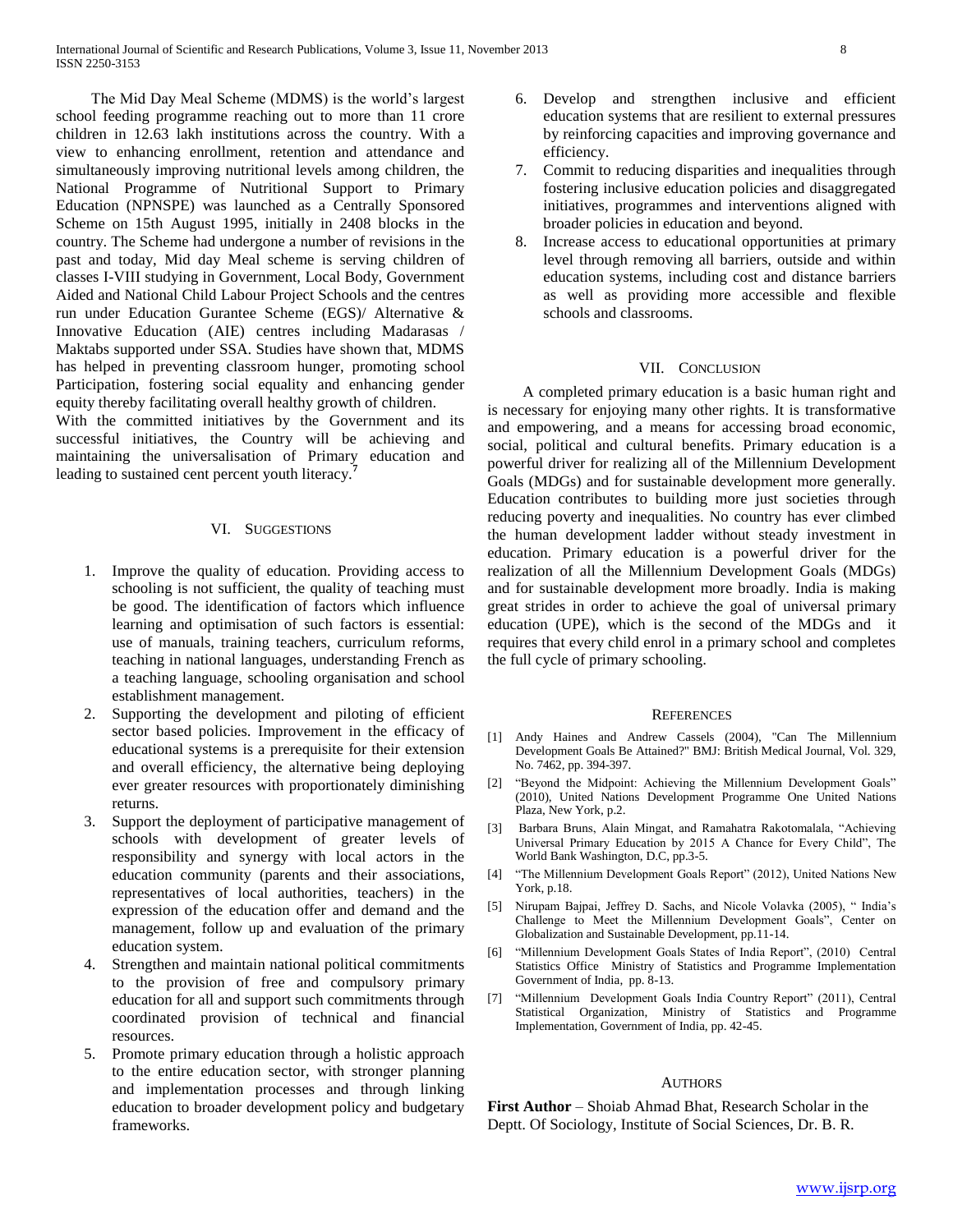The Mid Day Meal Scheme (MDMS) is the world's largest school feeding programme reaching out to more than 11 crore children in 12.63 lakh institutions across the country. With a view to enhancing enrollment, retention and attendance and simultaneously improving nutritional levels among children, the National Programme of Nutritional Support to Primary Education (NPNSPE) was launched as a Centrally Sponsored Scheme on 15th August 1995, initially in 2408 blocks in the country. The Scheme had undergone a number of revisions in the past and today, Mid day Meal scheme is serving children of classes I-VIII studying in Government, Local Body, Government Aided and National Child Labour Project Schools and the centres run under Education Gurantee Scheme (EGS)/ Alternative & Innovative Education (AIE) centres including Madarasas / Maktabs supported under SSA. Studies have shown that, MDMS has helped in preventing classroom hunger, promoting school Participation, fostering social equality and enhancing gender equity thereby facilitating overall healthy growth of children.

With the committed initiatives by the Government and its successful initiatives, the Country will be achieving and maintaining the universalisation of Primary education and leading to sustained cent percent youth literacy.[7]

## VI. Suggestions

1. Improve the quality of education. Providing access to schooling is not sufficient, the quality of teaching must be good. The identification of factors which influence learning and optimisation of such factors is essential: use of manuals, training teachers, curriculum reforms, teaching in national languages, understanding French as a teaching language, schooling organisation and school establishment management.
2. Supporting the development and piloting of efficient sector based policies. Improvement in the efficacy of educational systems is a prerequisite for their extension and overall efficiency, the alternative being deploying ever greater resources with proportionately diminishing returns.
3. Support the deployment of participative management of schools with development of greater levels of responsibility and synergy with local actors in the education community (parents and their associations, representatives of local authorities, teachers) in the expression of the education offer and demand and the management, follow up and evaluation of the primary education system.
4. Strengthen and maintain national political commitments to the provision of free and compulsory primary education for all and support such commitments through coordinated provision of technical and financial resources.
5. Promote primary education through a holistic approach to the entire education sector, with stronger planning and implementation processes and through linking education to broader development policy and budgetary frameworks.
6. Develop and strengthen inclusive and efficient education systems that are resilient to external pressures by reinforcing capacities and improving governance and efficiency.
7. Commit to reducing disparities and inequalities through fostering inclusive education policies and disaggregated initiatives, programmes and interventions aligned with broader policies in education and beyond.
8. Increase access to educational opportunities at primary level through removing all barriers, outside and within education systems, including cost and distance barriers as well as providing more accessible and flexible schools and classrooms.

## VII. Conclusion

A completed primary education is a basic human right and is necessary for enjoying many other rights. It is transformative and empowering, and a means for accessing broad economic, social, political and cultural benefits. Primary education is a powerful driver for realizing all of the Millennium Development Goals (MDGs) and for sustainable development more generally. Education contributes to building more just societies through reducing poverty and inequalities. No country has ever climbed the human development ladder without steady investment in education. Primary education is a powerful driver for the realization of all the Millennium Development Goals (MDGs) and for sustainable development more broadly. India is making great strides in order to achieve the goal of universal primary education (UPE), which is the second of the MDGs and it requires that every child enrol in a primary school and completes the full cycle of primary schooling.

## References

[1] Andy Haines and Andrew Cassels (2004), "Can The Millennium Development Goals Be Attained?" BMJ: British Medical Journal, Vol. 329, No. 7462, pp. 394-397.

[2] "Beyond the Midpoint: Achieving the Millennium Development Goals" (2010), United Nations Development Programme One United Nations Plaza, New York, p.2.

[3] Barbara Bruns, Alain Mingat, and Ramahatra Rakotomalala, "Achieving Universal Primary Education by 2015 A Chance for Every Child", The World Bank Washington, D.C, pp.3-5.

[4] "The Millennium Development Goals Report" (2012), United Nations New York, p.18.

[5] Nirupam Bajpai, Jeffrey D. Sachs, and Nicole Volavka (2005), " India's Challenge to Meet the Millennium Development Goals", Center on Globalization and Sustainable Development, pp.11-14.

[6] "Millennium Development Goals States of India Report", (2010) Central Statistics Office Ministry of Statistics and Programme Implementation Government of India, pp. 8-13.

[7] "Millennium Development Goals India Country Report" (2011), Central Statistical Organization, Ministry of Statistics and Programme Implementation, Government of India, pp. 42-45.

## Authors

**First Author** – Shoiab Ahmad Bhat, Research Scholar in the Deptt. Of Sociology, Institute of Social Sciences, Dr. B. R.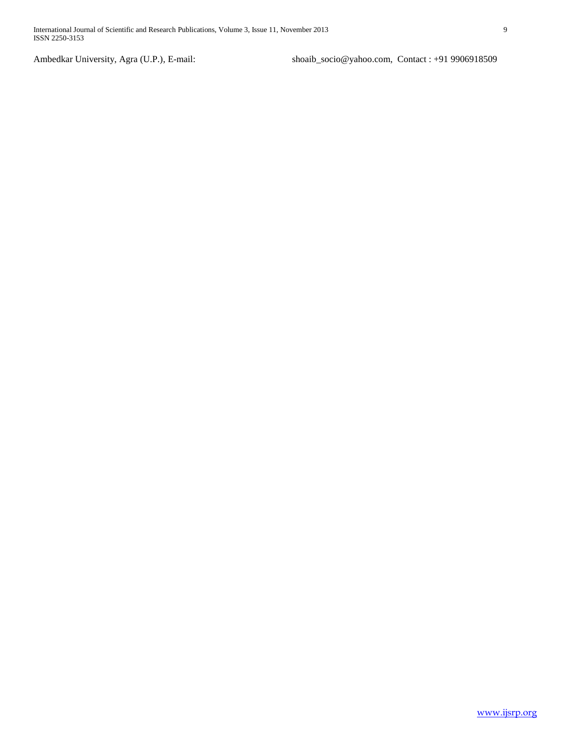Ambedkar University, Agra (U.P.), E-mail: shoaib_socio@yahoo.com, Contact : +91 9906918509